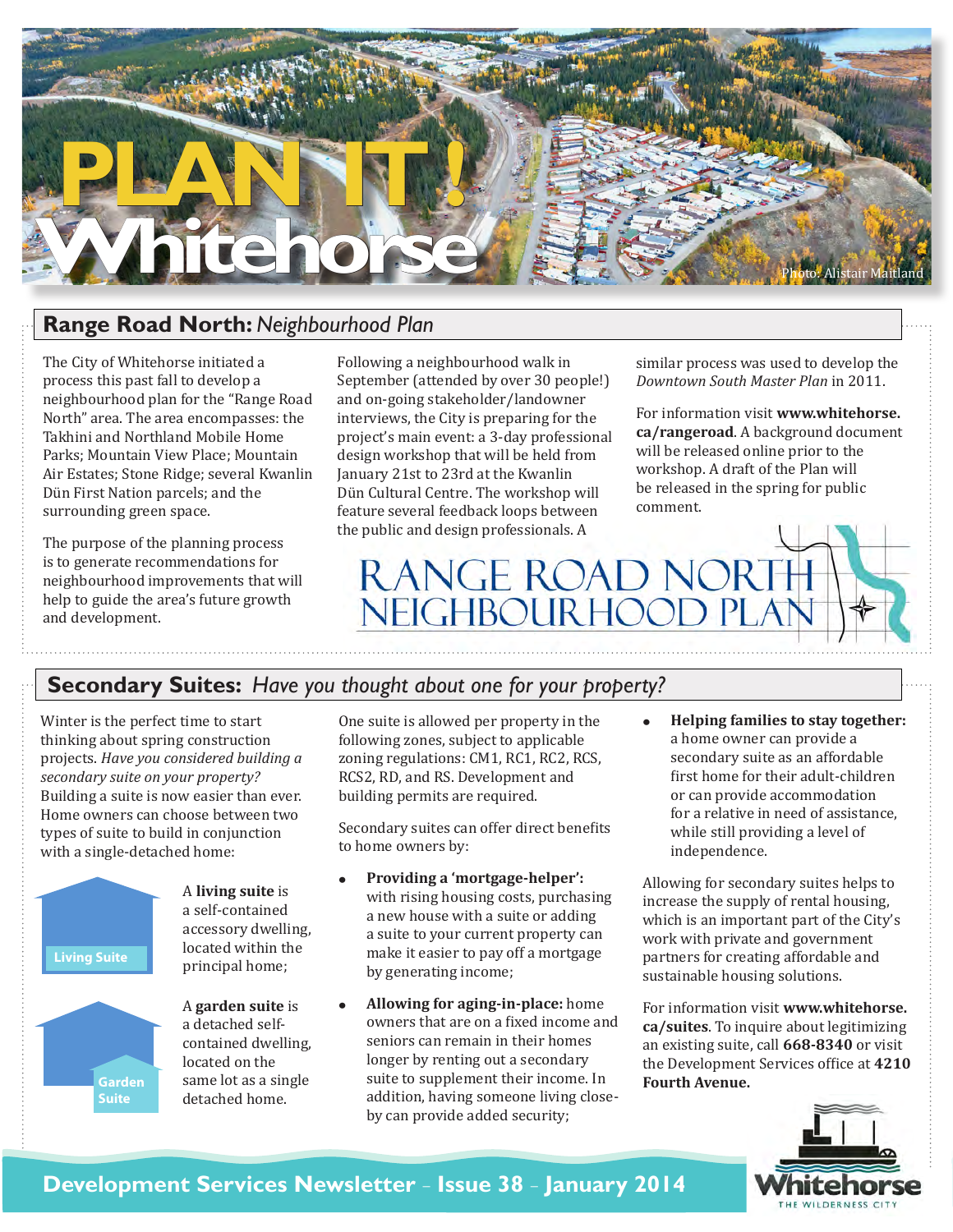# PLAN IT! Whitehorse

Photo: Alistair Maitland

## Range Road North: *Neighbourhood Plan*

The City of Whitehorse initiated a process this past fall to develop a neighbourhood plan for the "Range Road North" area. The area encompasses: the Takhini and Northland Mobile Home Parks; Mountain View Place; Mountain Air Estates; Stone Ridge; several Kwanlin Dün First Nation parcels; and the surrounding green space.

The purpose of the planning process is to generate recommendations for neighbourhood improvements that will help to guide the area's future growth and development.

Following a neighbourhood walk in September (attended by over 30 people!) and on-going stakeholder/landowner interviews, the City is preparing for the project's main event: a 3-day professional design workshop that will be held from January 21st to 23rd at the Kwanlin Dün Cultural Centre. The workshop will feature several feedback loops between the public and design professionals. A similar process was used to develop the *Downtown South Master Plan* in 2011.

For information visit **www.whitehorse.ca/rangeroad**. A background document will be released online prior to the workshop. A draft of the Plan will be released in the spring for public comment.

RANGE ROAD NORTH NEIGHBOURHOOD PLAN

## Secondary Suites: *Have you thought about one for your property?*

Winter is the perfect time to start thinking about spring construction projects. *Have you considered building a secondary suite on your property?* Building a suite is now easier than ever. Home owners can choose between two types of suite to build in conjunction with a single-detached home:

Living Suite

A **living suite** is a self-contained accessory dwelling, located within the principal home;

Garden Suite

A **garden suite** is a detached self-contained dwelling, located on the same lot as a single detached home.

One suite is allowed per property in the following zones, subject to applicable zoning regulations: CM1, RC1, RC2, RCS, RCS2, RD, and RS. Development and building permits are required.

Secondary suites can offer direct benefits to home owners by:

- **Providing a 'mortgage-helper':** with rising housing costs, purchasing a new house with a suite or adding a suite to your current property can make it easier to pay off a mortgage by generating income;
- **Allowing for aging-in-place:** home owners that are on a fixed income and seniors can remain in their homes longer by renting out a secondary suite to supplement their income. In addition, having someone living close-by can provide added security;
- **Helping families to stay together:** a home owner can provide a secondary suite as an affordable first home for their adult-children or can provide accommodation for a relative in need of assistance, while still providing a level of independence.

Allowing for secondary suites helps to increase the supply of rental housing, which is an important part of the City's work with private and government partners for creating affordable and sustainable housing solutions.

For information visit **www.whitehorse.ca/suites**. To inquire about legitimizing an existing suite, call **668-8340** or visit the Development Services office at **4210 Fourth Avenue.**

**Development Services Newsletter - Issue 38 - January 2014**

Whitehorse — THE WILDERNESS CITY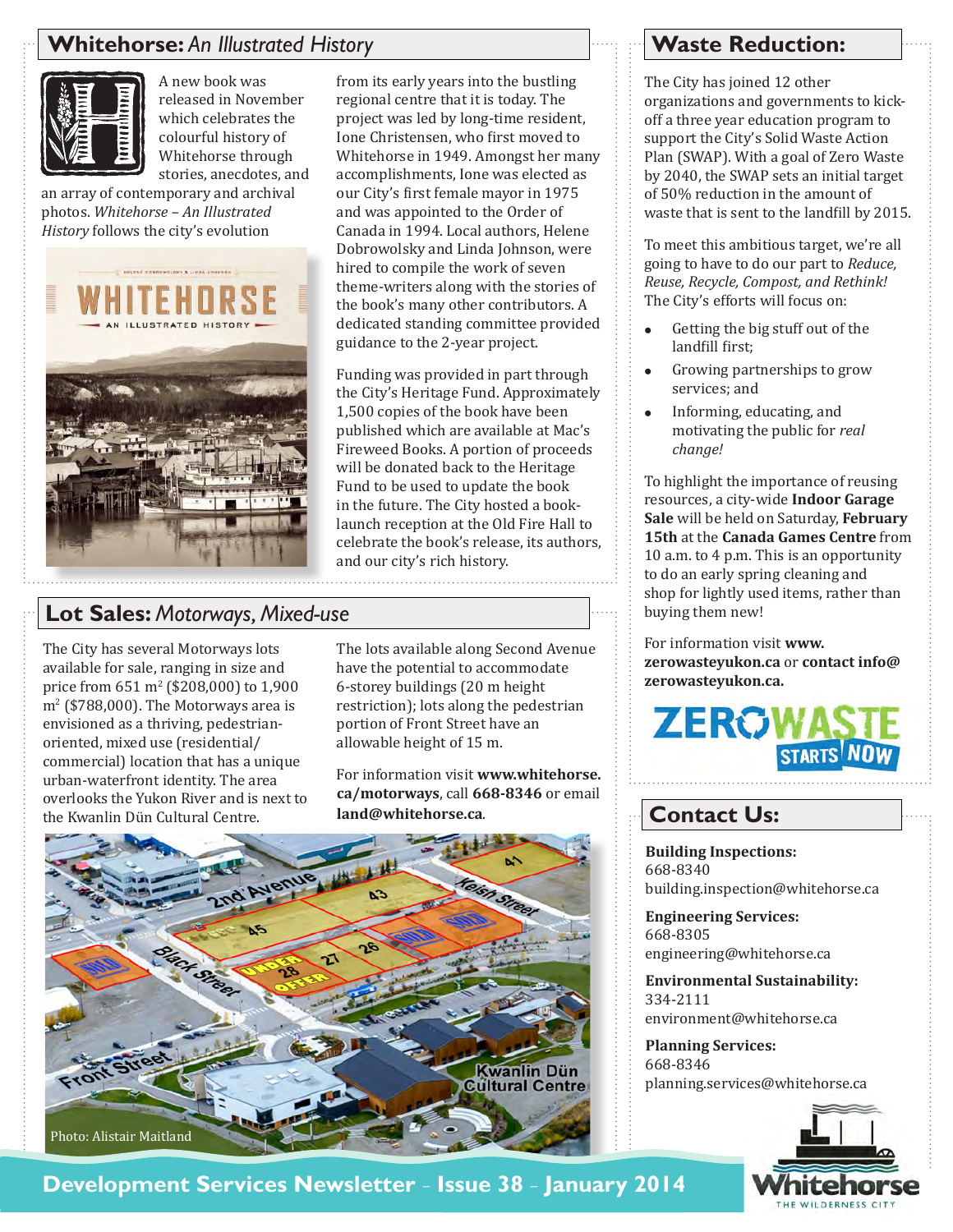## **Whitehorse:** *An Illustrated History*

A new book was released in November which celebrates the colourful history of Whitehorse through stories, anecdotes, and an array of contemporary and archival photos. *Whitehorse – An Illustrated History* follows the city's evolution from its early years into the bustling regional centre that it is today. The project was led by long-time resident, Ione Christensen, who first moved to Whitehorse in 1949. Amongst her many accomplishments, Ione was elected as our City's first female mayor in 1975 and was appointed to the Order of Canada in 1994. Local authors, Helene Dobrowolsky and Linda Johnson, were hired to compile the work of seven theme-writers along with the stories of the book's many other contributors. A dedicated standing committee provided guidance to the 2-year project.

Funding was provided in part through the City's Heritage Fund. Approximately 1,500 copies of the book have been published which are available at Mac's Fireweed Books. A portion of proceeds will be donated back to the Heritage Fund to be used to update the book in the future. The City hosted a book-launch reception at the Old Fire Hall to celebrate the book's release, its authors, and our city's rich history.

## **Lot Sales:** *Motorways, Mixed-use*

The City has several Motorways lots available for sale, ranging in size and price from 651 m$^2$ ($208,000) to 1,900 m$^2$ ($788,000). The Motorways area is envisioned as a thriving, pedestrian-oriented, mixed use (residential/commercial) location that has a unique urban-waterfront identity. The area overlooks the Yukon River and is next to the Kwanlin Dün Cultural Centre.

The lots available along Second Avenue have the potential to accommodate 6-storey buildings (20 m height restriction); lots along the pedestrian portion of Front Street have an allowable height of 15 m.

For information visit **www.whitehorse.ca/motorways**, call **668-8346** or email **land@whitehorse.ca**.

Photo: Alistair Maitland

## **Waste Reduction:**

The City has joined 12 other organizations and governments to kick-off a three year education program to support the City's Solid Waste Action Plan (SWAP). With a goal of Zero Waste by 2040, the SWAP sets an initial target of 50% reduction in the amount of waste that is sent to the landfill by 2015.

To meet this ambitious target, we're all going to have to do our part to *Reduce, Reuse, Recycle, Compost, and Rethink!* The City's efforts will focus on:

- Getting the big stuff out of the landfill first;
- Growing partnerships to grow services; and
- Informing, educating, and motivating the public for *real change!*

To highlight the importance of reusing resources, a city-wide **Indoor Garage Sale** will be held on Saturday, **February 15th** at the **Canada Games Centre** from 10 a.m. to 4 p.m. This is an opportunity to do an early spring cleaning and shop for lightly used items, rather than buying them new!

For information visit **www.zerowasteyukon.ca** or **contact info@zerowasteyukon.ca.**

## **Contact Us:**

**Building Inspections:**
668-8340
building.inspection@whitehorse.ca

**Engineering Services:**
668-8305
engineering@whitehorse.ca

**Environmental Sustainability:**
334-2111
environment@whitehorse.ca

**Planning Services:**
668-8346
planning.services@whitehorse.ca